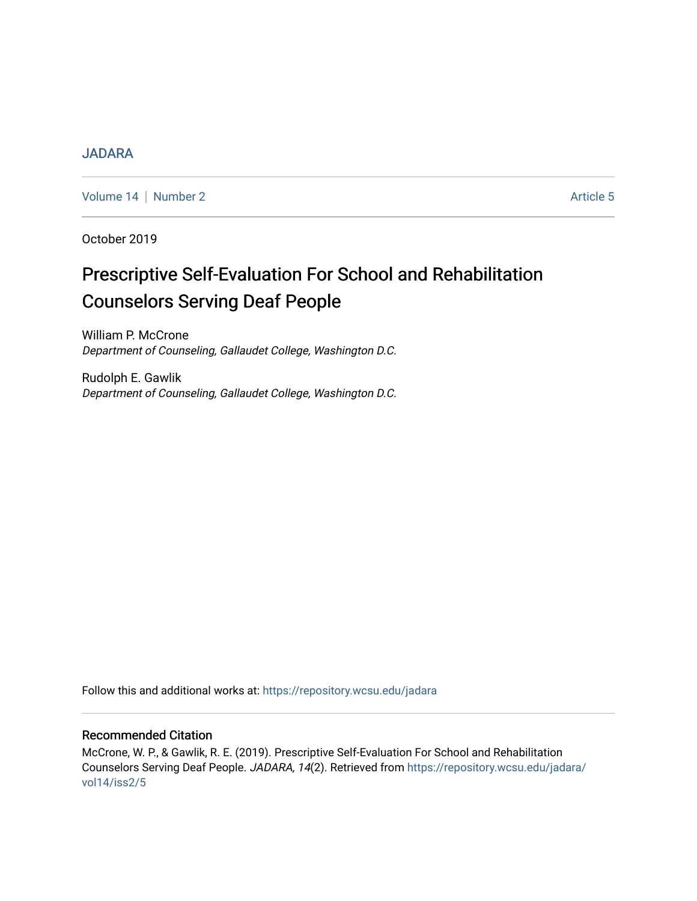JADARA

Volume 14 | Number 2 Article 5

October 2019

# Prescriptive Self-Evaluation For School and Rehabilitation Counselors Serving Deaf People

William P. McCrone
*Department of Counseling, Gallaudet College, Washington D.C.*

Rudolph E. Gawlik
*Department of Counseling, Gallaudet College, Washington D.C.*

Follow this and additional works at: https://repository.wcsu.edu/jadara

## Recommended Citation

McCrone, W. P., & Gawlik, R. E. (2019). Prescriptive Self-Evaluation For School and Rehabilitation Counselors Serving Deaf People. *JADARA, 14*(2). Retrieved from https://repository.wcsu.edu/jadara/vol14/iss2/5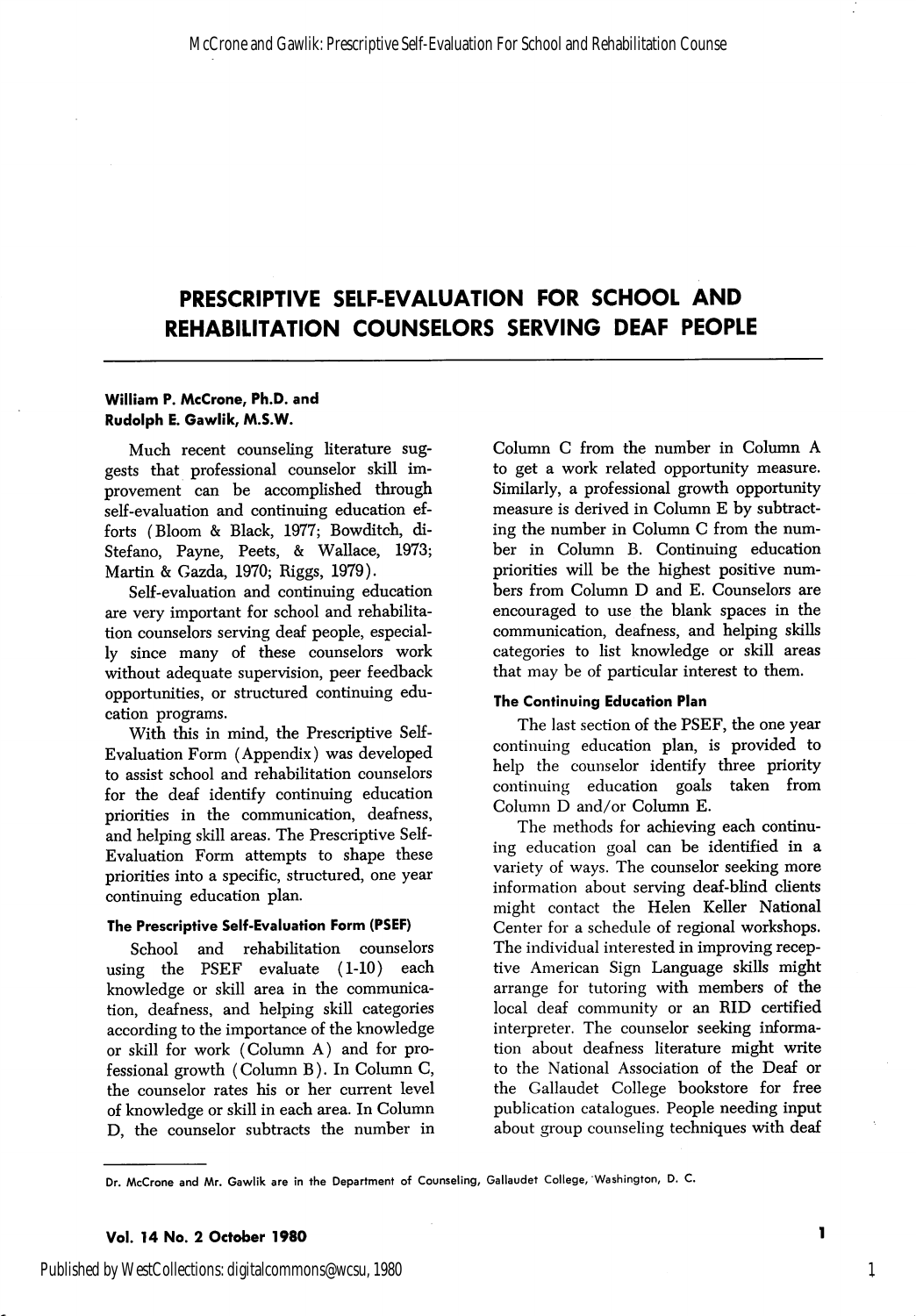# PRESCRIPTIVE SELF-EVALUATION FOR SCHOOL AND REHABILITATION COUNSELORS SERVING DEAF PEOPLE

**William P. McCrone, Ph.D. and Rudolph E. Gawlik, M.S.W.**

Much recent counseling literature suggests that professional counselor skill improvement can be accomplished through self-evaluation and continuing education efforts (Bloom & Black, 1977; Bowditch, diStefano, Payne, Peets, & Wallace, 1973; Martin & Gazda, 1970; Riggs, 1979).

Self-evaluation and continuing education are very important for school and rehabilitation counselors serving deaf people, especially since many of these counselors work without adequate supervision, peer feedback opportunities, or structured continuing education programs.

With this in mind, the Prescriptive Self-Evaluation Form (Appendix) was developed to assist school and rehabilitation counselors for the deaf identify continuing education priorities in the communication, deafness, and helping skill areas. The Prescriptive Self-Evaluation Form attempts to shape these priorities into a specific, structured, one year continuing education plan.

### The Prescriptive Self-Evaluation Form (PSEF)

School and rehabilitation counselors using the PSEF evaluate (1-10) each knowledge or skill area in the communication, deafness, and helping skill categories according to the importance of the knowledge or skill for work (Column A) and for professional growth (Column B). In Column C, the counselor rates his or her current level of knowledge or skill in each area. In Column D, the counselor subtracts the number in Column C from the number in Column A to get a work related opportunity measure. Similarly, a professional growth opportunity measure is derived in Column E by subtracting the number in Column C from the number in Column B. Continuing education priorities will be the highest positive numbers from Column D and E. Counselors are encouraged to use the blank spaces in the communication, deafness, and helping skills categories to list knowledge or skill areas that may be of particular interest to them.

### The Continuing Education Plan

The last section of the PSEF, the one year continuing education plan, is provided to help the counselor identify three priority continuing education goals taken from Column D and/or Column E.

The methods for achieving each continuing education goal can be identified in a variety of ways. The counselor seeking more information about serving deaf-blind clients might contact the Helen Keller National Center for a schedule of regional workshops. The individual interested in improving receptive American Sign Language skills might arrange for tutoring with members of the local deaf community or an RID certified interpreter. The counselor seeking information about deafness literature might write to the National Association of the Deaf or the Gallaudet College bookstore for free publication catalogues. People needing input about group counseling techniques with deaf

Dr. McCrone and Mr. Gawlik are in the Department of Counseling, Gallaudet College, Washington, D. C.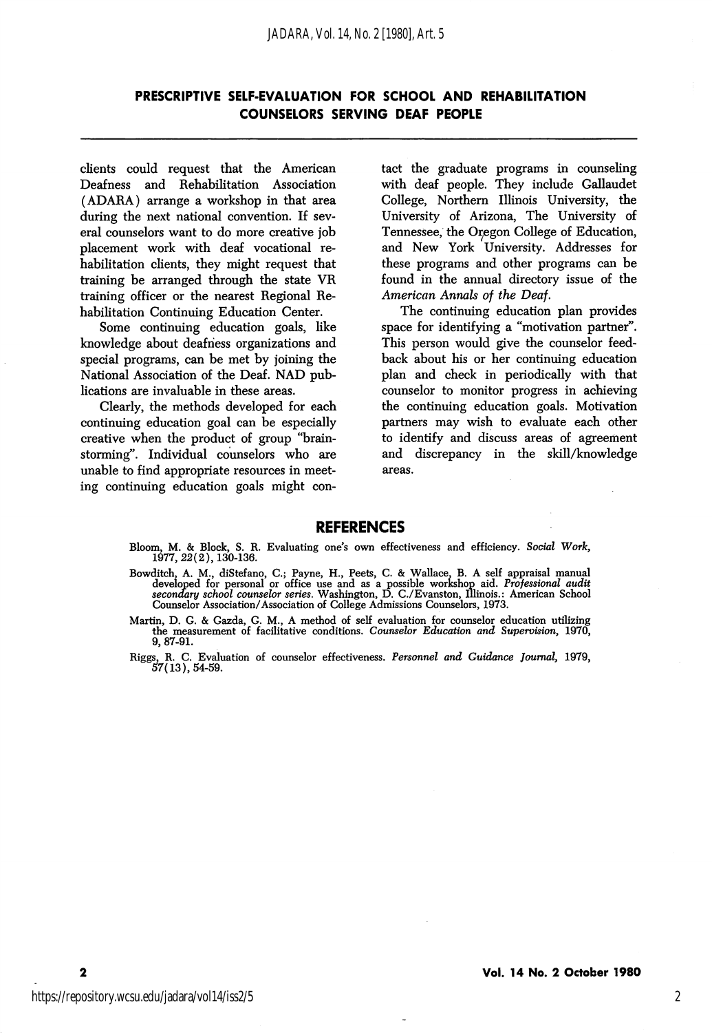clients could request that the American Deafness and Rehabilitation Association (ADARA) arrange a workshop in that area during the next national convention. If several counselors want to do more creative job placement work with deaf vocational rehabilitation clients, they might request that training be arranged through the state VR training officer or the nearest Regional Rehabilitation Continuing Education Center.

Some continuing education goals, like knowledge about deafness organizations and special programs, can be met by joining the National Association of the Deaf. NAD publications are invaluable in these areas.

Clearly, the methods developed for each continuing education goal can be especially creative when the product of group "brainstorming". Individual counselors who are unable to find appropriate resources in meeting continuing education goals might contact the graduate programs in counseling with deaf people. They include Gallaudet College, Northern Illinois University, the University of Arizona, The University of Tennessee, the Oregon College of Education, and New York University. Addresses for these programs and other programs can be found in the annual directory issue of the *American Annals of the Deaf.*

The continuing education plan provides space for identifying a "motivation partner". This person would give the counselor feedback about his or her continuing education plan and check in periodically with that counselor to monitor progress in achieving the continuing education goals. Motivation partners may wish to evaluate each other to identify and discuss areas of agreement and discrepancy in the skill/knowledge areas.

## REFERENCES

Bloom, M. & Block, S. R. Evaluating one's own effectiveness and efficiency. *Social Work,* 1977, *22*(2), 130-136.

Bowditch, A. M., diStefano, C.; Payne, H., Peets, C. & Wallace, B. A self appraisal manual developed for personal or office use and as a possible workshop aid. *Professional audit secondary school counselor series.* Washington, D. C./Evanston, Illinois.: American School Counselor Association/Association of College Admissions Counselors, 1973.

Martin, D. G. & Gazda, G. M., A method of self evaluation for counselor education utilizing the measurement of facilitative conditions. *Counselor Education and Supervision,* 1970, 9, 87-91.

Riggs, R. C. Evaluation of counselor effectiveness. *Personnel and Guidance Journal,* 1979, *57*(13), 54-59.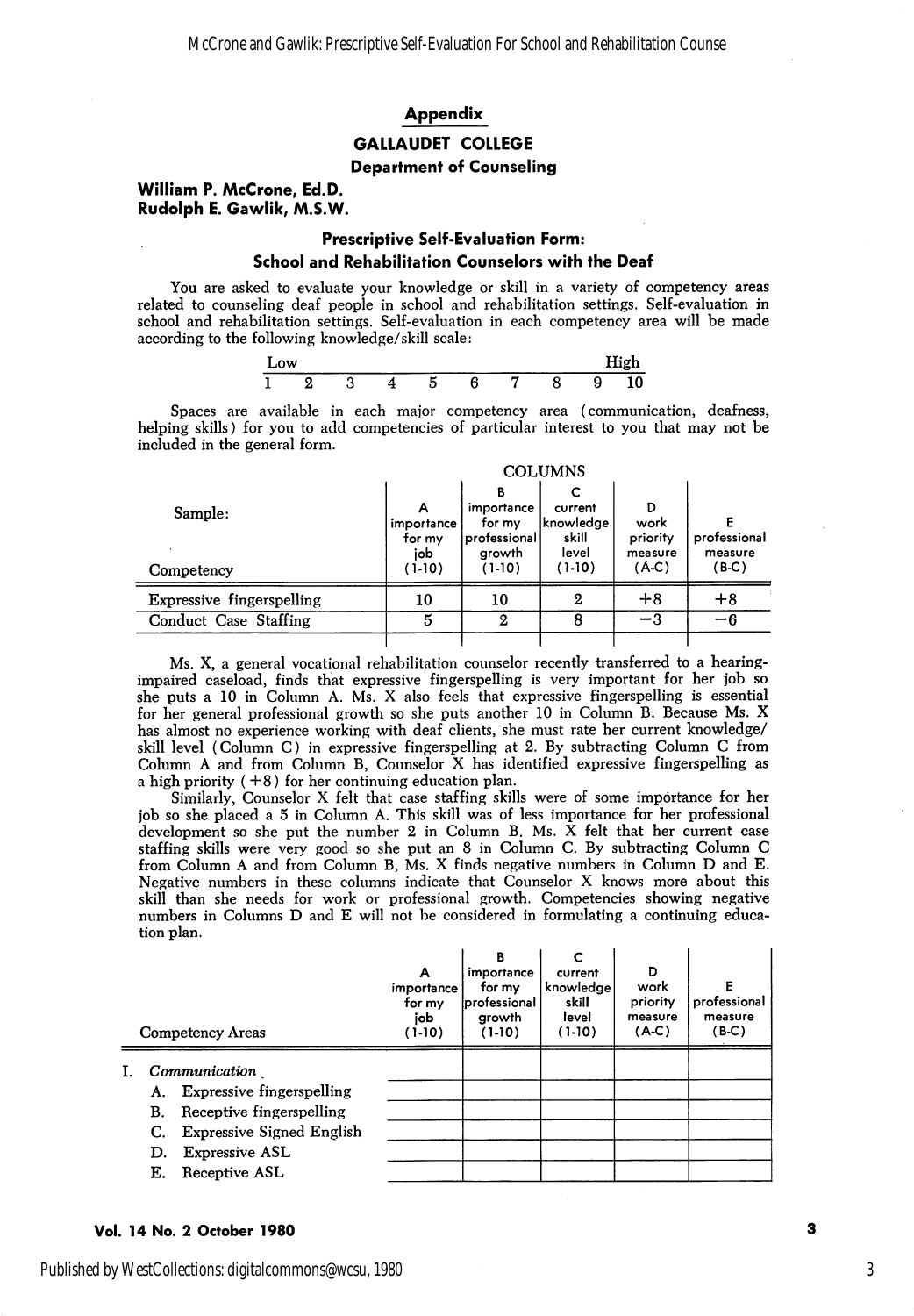## Appendix

### GALLAUDET COLLEGE

### Department of Counseling

**William P. McCrone, Ed.D.**
**Rudolph E. Gawlik, M.S.W.**

### Prescriptive Self-Evaluation Form: School and Rehabilitation Counselors with the Deaf

You are asked to evaluate your knowledge or skill in a variety of competency areas related to counseling deaf people in school and rehabilitation settings. Self-evaluation in school and rehabilitation settings. Self-evaluation in each competency area will be made according to the following knowledge/skill scale:

| Low | | | | | | | | | High |
|---|---|---|---|---|---|---|---|---|---|
| 1 | 2 | 3 | 4 | 5 | 6 | 7 | 8 | 9 | 10 |

Spaces are available in each major competency area (communication, deafness, helping skills) for you to add competencies of particular interest to you that may not be included in the general form.

COLUMNS

| Sample: Competency | A importance for my job (1-10) | B importance for my professional growth (1-10) | C current knowledge skill level (1-10) | D work priority measure (A-C) | E professional measure (B-C) |
|---|---|---|---|---|---|
| Expressive fingerspelling | 10 | 10 | 2 | +8 | +8 |
| Conduct Case Staffing | 5 | 2 | 8 | −3 | −6 |
| | | | | | |

Ms. X, a general vocational rehabilitation counselor recently transferred to a hearing-impaired caseload, finds that expressive fingerspelling is very important for her job so she puts a 10 in Column A. Ms. X also feels that expressive fingerspelling is essential for her general professional growth so she puts another 10 in Column B. Because Ms. X has almost no experience working with deaf clients, she must rate her current knowledge/skill level (Column C) in expressive fingerspelling at 2. By subtracting Column C from Column A and from Column B, Counselor X has identified expressive fingerspelling as a high priority (+8) for her continuing education plan.

Similarly, Counselor X felt that case staffing skills were of some importance for her job so she placed a 5 in Column A. This skill was of less importance for her professional development so she put the number 2 in Column B. Ms. X felt that her current case staffing skills were very good so she put an 8 in Column C. By subtracting Column C from Column A and from Column B, Ms. X finds negative numbers in Column D and E. Negative numbers in these columns indicate that Counselor X knows more about this skill than she needs for work or professional growth. Competencies showing negative numbers in Columns D and E will not be considered in formulating a continuing education plan.

| Competency Areas | A importance for my job (1-10) | B importance for my professional growth (1-10) | C current knowledge skill level (1-10) | D work priority measure (A-C) | E professional measure (B-C) |
|---|---|---|---|---|---|
| I. *Communication* | | | | | |
| A. Expressive fingerspelling | | | | | |
| B. Receptive fingerspelling | | | | | |
| C. Expressive Signed English | | | | | |
| D. Expressive ASL | | | | | |
| E. Receptive ASL | | | | | |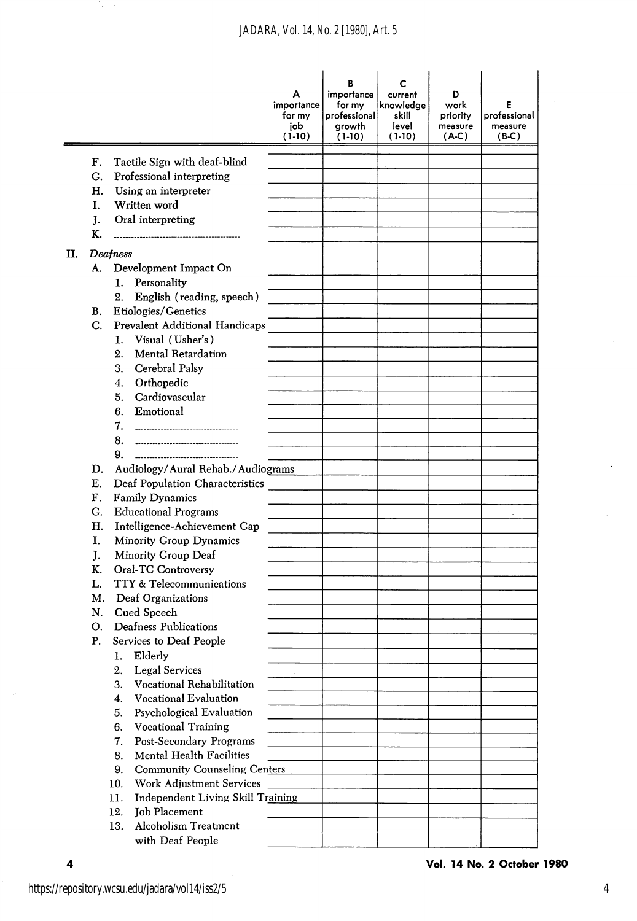| | A importance for my job (1-10) | B importance for my professional growth (1-10) | C current knowledge skill level (1-10) | D work priority measure (A-C) | E professional measure (B-C) |
|---|---|---|---|---|---|
| F. Tactile Sign with deaf-blind | | | | | |
| G. Professional interpreting | | | | | |
| H. Using an interpreter | | | | | |
| I. Written word | | | | | |
| J. Oral interpreting | | | | | |
| K. ------------------------------ | | | | | |
| II. *Deafness* | | | | | |
| A. Development Impact On | | | | | |
| 1. Personality | | | | | |
| 2. English (reading, speech) | | | | | |
| B. Etiologies/Genetics | | | | | |
| C. Prevalent Additional Handicaps | | | | | |
| 1. Visual (Usher's) | | | | | |
| 2. Mental Retardation | | | | | |
| 3. Cerebral Palsy | | | | | |
| 4. Orthopedic | | | | | |
| 5. Cardiovascular | | | | | |
| 6. Emotional | | | | | |
| 7. ------------------------------ | | | | | |
| 8. ------------------------------ | | | | | |
| 9. ------------------------------ | | | | | |
| D. Audiology/Aural Rehab./Audiograms | | | | | |
| E. Deaf Population Characteristics | | | | | |
| F. Family Dynamics | | | | | |
| G. Educational Programs | | | | | |
| H. Intelligence-Achievement Gap | | | | | |
| I. Minority Group Dynamics | | | | | |
| J. Minority Group Deaf | | | | | |
| K. Oral-TC Controversy | | | | | |
| L. TTY & Telecommunications | | | | | |
| M. Deaf Organizations | | | | | |
| N. Cued Speech | | | | | |
| O. Deafness Publications | | | | | |
| P. Services to Deaf People | | | | | |
| 1. Elderly | | | | | |
| 2. Legal Services | | | | | |
| 3. Vocational Rehabilitation | | | | | |
| 4. Vocational Evaluation | | | | | |
| 5. Psychological Evaluation | | | | | |
| 6. Vocational Training | | | | | |
| 7. Post-Secondary Programs | | | | | |
| 8. Mental Health Facilities | | | | | |
| 9. Community Counseling Centers | | | | | |
| 10. Work Adjustment Services | | | | | |
| 11. Independent Living Skill Training | | | | | |
| 12. Job Placement | | | | | |
| 13. Alcoholism Treatment with Deaf People | | | | | |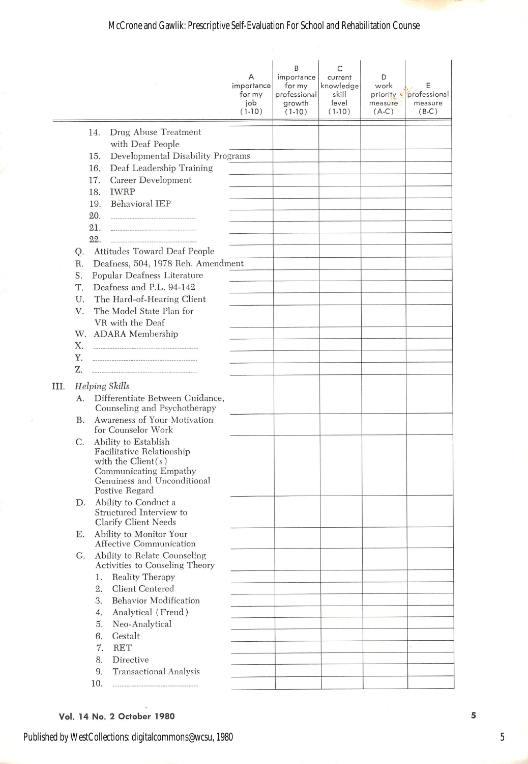| | A importance for my job (1-10) | B importance for my professional growth (1-10) | C current knowledge skill level (1-10) | D work priority measure (A-C) | E professional measure (B-C) |
|---|---|---|---|---|---|
| 14. Drug Abuse Treatment with Deaf People | | | | | |
| 15. Developmental Disability Programs | | | | | |
| 16. Deaf Leadership Training | | | | | |
| 17. Career Development | | | | | |
| 18. IWRP | | | | | |
| 19. Behavioral IEP | | | | | |
| 20. ............ | | | | | |
| 21. ............ | | | | | |
| 22. ............ | | | | | |
| Q. Attitudes Toward Deaf People | | | | | |
| R. Deafness, 504, 1978 Reh. Amendment | | | | | |
| S. Popular Deafness Literature | | | | | |
| T. Deafness and P.L. 94-142 | | | | | |
| U. The Hard-of-Hearing Client | | | | | |
| V. The Model State Plan for VR with the Deaf | | | | | |
| W. ADARA Membership | | | | | |
| X. ............ | | | | | |
| Y. ............ | | | | | |
| Z. ............ | | | | | |
| III. *Helping Skills* | | | | | |
| A. Differentiate Between Guidance, Counseling and Psychotherapy | | | | | |
| B. Awareness of Your Motivation for Counselor Work | | | | | |
| C. Ability to Establish Facilitative Relationship with the Client(s) Communicating Empathy Genuiness and Unconditional Postive Regard | | | | | |
| D. Ability to Conduct a Structured Interview to Clarify Client Needs | | | | | |
| E. Ability to Monitor Your Affective Communication | | | | | |
| G. Ability to Relate Counseling Activities to Couseling Theory | | | | | |
| 1. Reality Therapy | | | | | |
| 2. Client Centered | | | | | |
| 3. Behavior Modification | | | | | |
| 4. Analytical (Freud) | | | | | |
| 5. Neo-Analytical | | | | | |
| 6. Gestalt | | | | | |
| 7. RET | | | | | |
| 8. Directive | | | | | |
| 9. Transactional Analysis | | | | | |
| 10. ............ | | | | | |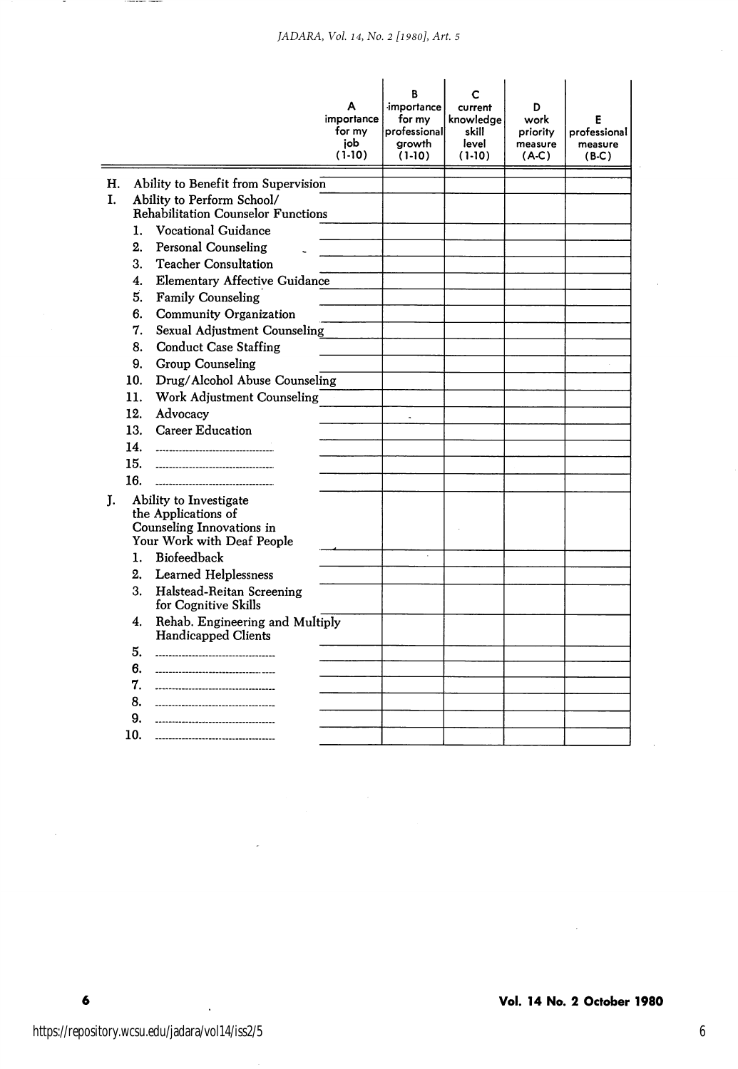| | A importance for my job (1-10) | B importance for my professional growth (1-10) | C current knowledge skill level (1-10) | D work priority measure (A-C) | E professional measure (B-C) |
|---|---|---|---|---|---|
| H. Ability to Benefit from Supervision | | | | | |
| I. Ability to Perform School/ Rehabilitation Counselor Functions | | | | | |
| 1. Vocational Guidance | | | | | |
| 2. Personal Counseling | | | | | |
| 3. Teacher Consultation | | | | | |
| 4. Elementary Affective Guidance | | | | | |
| 5. Family Counseling | | | | | |
| 6. Community Organization | | | | | |
| 7. Sexual Adjustment Counseling | | | | | |
| 8. Conduct Case Staffing | | | | | |
| 9. Group Counseling | | | | | |
| 10. Drug/Alcohol Abuse Counseling | | | | | |
| 11. Work Adjustment Counseling | | | | | |
| 12. Advocacy | | | | | |
| 13. Career Education | | | | | |
| 14. ................................ | | | | | |
| 15. ................................ | | | | | |
| 16. ................................ | | | | | |
| J. Ability to Investigate the Applications of Counseling Innovations in Your Work with Deaf People | | | | | |
| 1. Biofeedback | | | | | |
| 2. Learned Helplessness | | | | | |
| 3. Halstead-Reitan Screening for Cognitive Skills | | | | | |
| 4. Rehab. Engineering and Multiply Handicapped Clients | | | | | |
| 5. ................................ | | | | | |
| 6. ................................ | | | | | |
| 7. ................................ | | | | | |
| 8. ................................ | | | | | |
| 9. ................................ | | | | | |
| 10. ................................ | | | | | |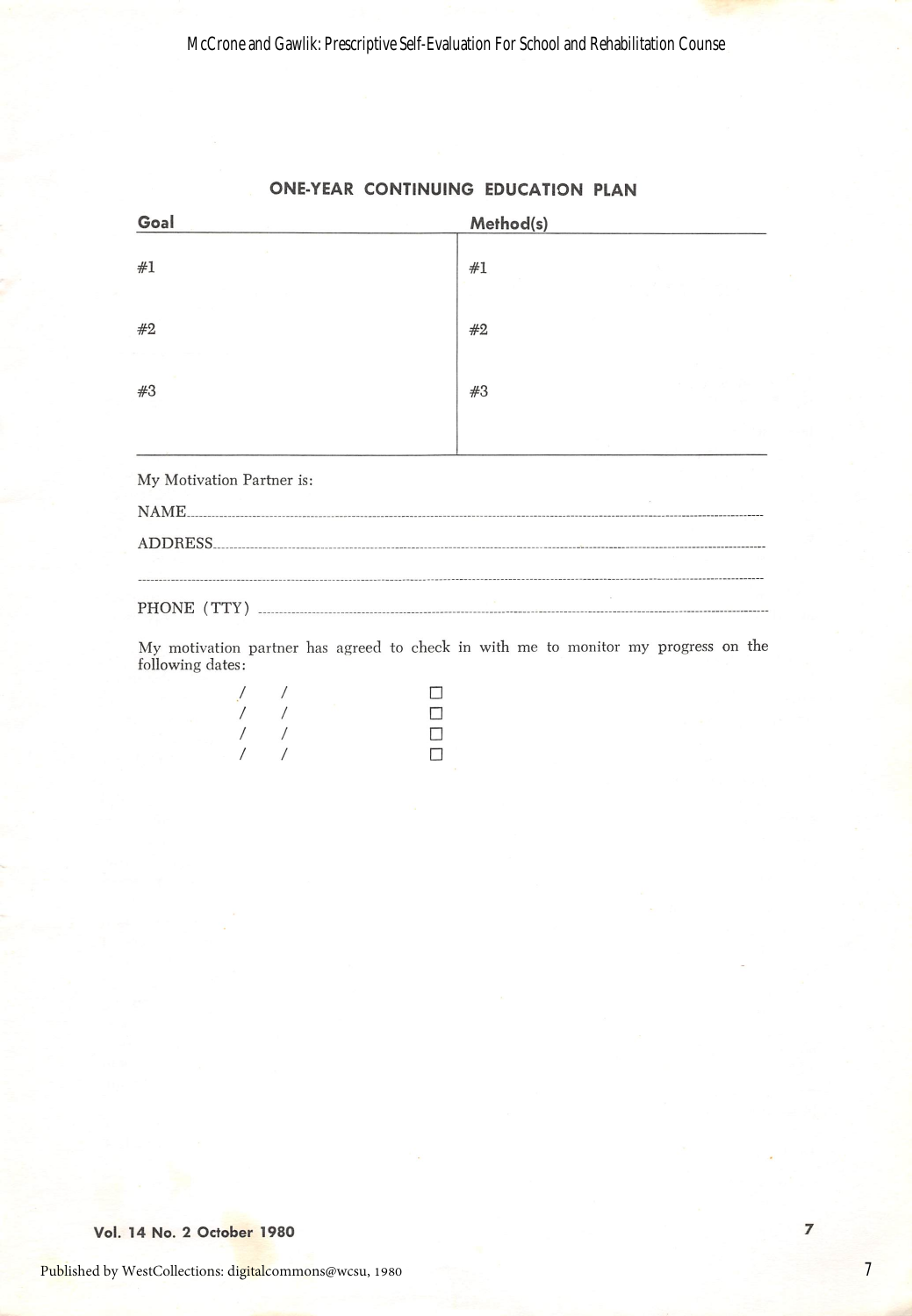## ONE-YEAR CONTINUING EDUCATION PLAN

| Goal | Method(s) |
| --- | --- |
| #1 | #1 |
| #2 | #2 |
| #3 | #3 |

My Motivation Partner is:

NAME..........................................................................................

ADDRESS..........................................................................................

..........................................................................................

PHONE (TTY) ..........................................................................................

My motivation partner has agreed to check in with me to monitor my progress on the following dates:

/ / ☐
/ / ☐
/ / ☐
/ / ☐

Published by WestCollections: digitalcommons@wcsu, 1980